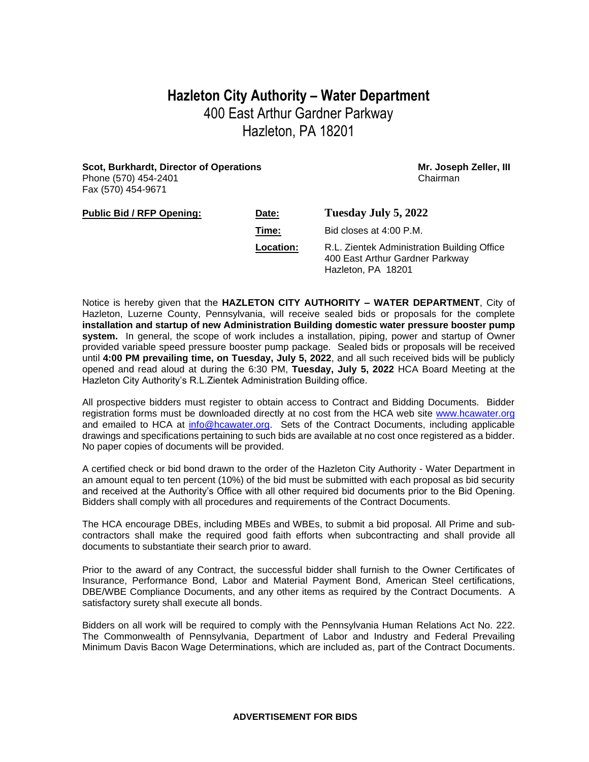# Hazleton City Authority – Water Department

400 East Arthur Gardner Parkway
Hazleton, PA 18201

**Scot, Burkhardt, Director of Operations**
Phone (570) 454-2401
Fax (570) 454-9671

**Mr. Joseph Zeller, III**
Chairman

| **Public Bid / RFP Opening:** | **Date:** | **Tuesday July 5, 2022** |
|---|---|---|
| | **Time:** | Bid closes at 4:00 P.M. |
| | **Location:** | R.L. Zientek Administration Building Office 400 East Arthur Gardner Parkway Hazleton, PA 18201 |

Notice is hereby given that the **HAZLETON CITY AUTHORITY – WATER DEPARTMENT**, City of Hazleton, Luzerne County, Pennsylvania, will receive sealed bids or proposals for the complete **installation and startup of new Administration Building domestic water pressure booster pump system.** In general, the scope of work includes a installation, piping, power and startup of Owner provided variable speed pressure booster pump package. Sealed bids or proposals will be received until **4:00 PM prevailing time, on Tuesday, July 5, 2022**, and all such received bids will be publicly opened and read aloud at during the 6:30 PM, **Tuesday, July 5, 2022** HCA Board Meeting at the Hazleton City Authority's R.L.Zientek Administration Building office.

All prospective bidders must register to obtain access to Contract and Bidding Documents. Bidder registration forms must be downloaded directly at no cost from the HCA web site www.hcawater.org and emailed to HCA at info@hcawater.org. Sets of the Contract Documents, including applicable drawings and specifications pertaining to such bids are available at no cost once registered as a bidder. No paper copies of documents will be provided.

A certified check or bid bond drawn to the order of the Hazleton City Authority - Water Department in an amount equal to ten percent (10%) of the bid must be submitted with each proposal as bid security and received at the Authority's Office with all other required bid documents prior to the Bid Opening. Bidders shall comply with all procedures and requirements of the Contract Documents.

The HCA encourage DBEs, including MBEs and WBEs, to submit a bid proposal. All Prime and sub-contractors shall make the required good faith efforts when subcontracting and shall provide all documents to substantiate their search prior to award.

Prior to the award of any Contract, the successful bidder shall furnish to the Owner Certificates of Insurance, Performance Bond, Labor and Material Payment Bond, American Steel certifications, DBE/WBE Compliance Documents, and any other items as required by the Contract Documents. A satisfactory surety shall execute all bonds.

Bidders on all work will be required to comply with the Pennsylvania Human Relations Act No. 222. The Commonwealth of Pennsylvania, Department of Labor and Industry and Federal Prevailing Minimum Davis Bacon Wage Determinations, which are included as, part of the Contract Documents.

**ADVERTISEMENT FOR BIDS**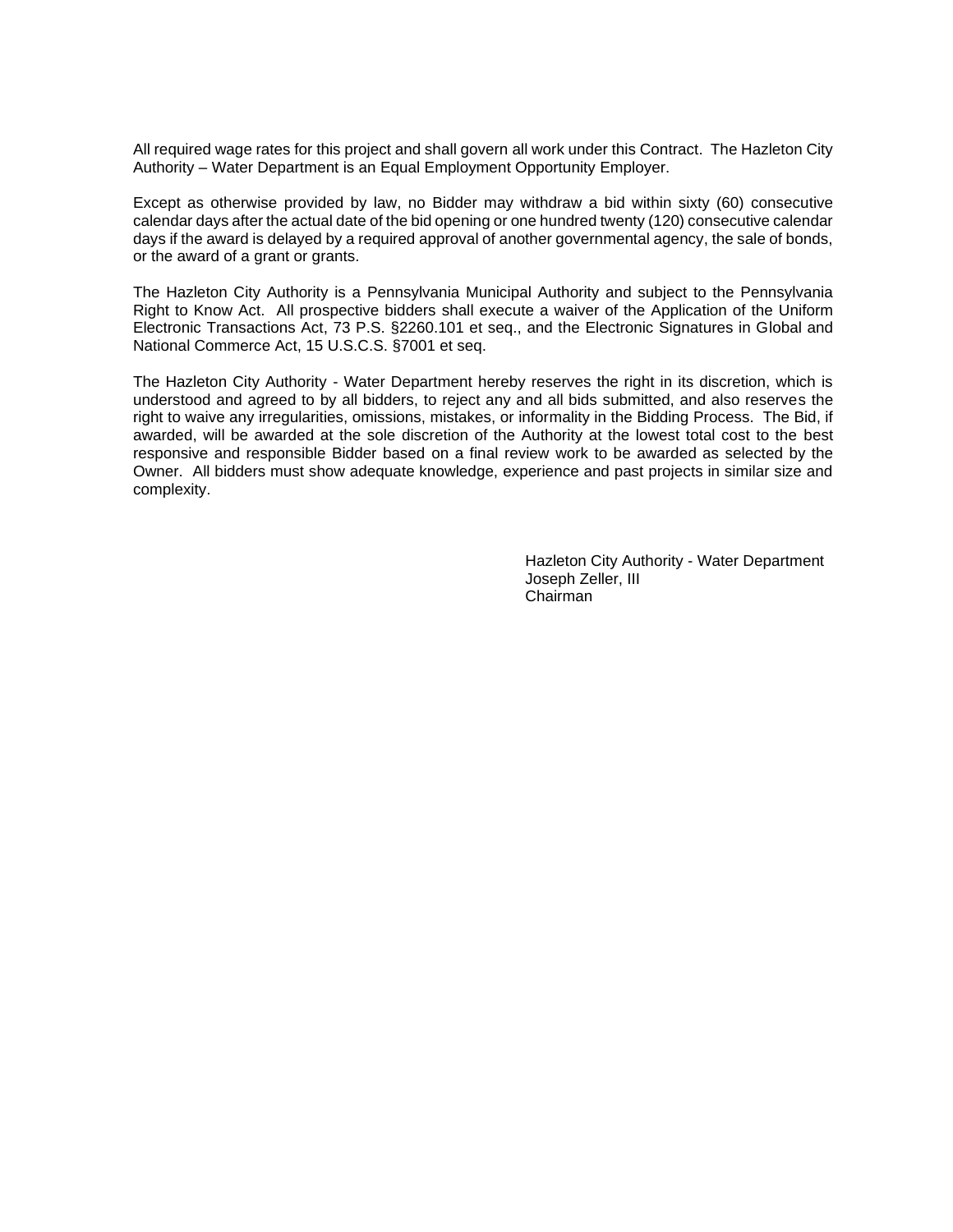All required wage rates for this project and shall govern all work under this Contract. The Hazleton City Authority – Water Department is an Equal Employment Opportunity Employer.

Except as otherwise provided by law, no Bidder may withdraw a bid within sixty (60) consecutive calendar days after the actual date of the bid opening or one hundred twenty (120) consecutive calendar days if the award is delayed by a required approval of another governmental agency, the sale of bonds, or the award of a grant or grants.

The Hazleton City Authority is a Pennsylvania Municipal Authority and subject to the Pennsylvania Right to Know Act. All prospective bidders shall execute a waiver of the Application of the Uniform Electronic Transactions Act, 73 P.S. §2260.101 et seq., and the Electronic Signatures in Global and National Commerce Act, 15 U.S.C.S. §7001 et seq.

The Hazleton City Authority - Water Department hereby reserves the right in its discretion, which is understood and agreed to by all bidders, to reject any and all bids submitted, and also reserves the right to waive any irregularities, omissions, mistakes, or informality in the Bidding Process. The Bid, if awarded, will be awarded at the sole discretion of the Authority at the lowest total cost to the best responsive and responsible Bidder based on a final review work to be awarded as selected by the Owner. All bidders must show adequate knowledge, experience and past projects in similar size and complexity.

Hazleton City Authority - Water Department
Joseph Zeller, III
Chairman